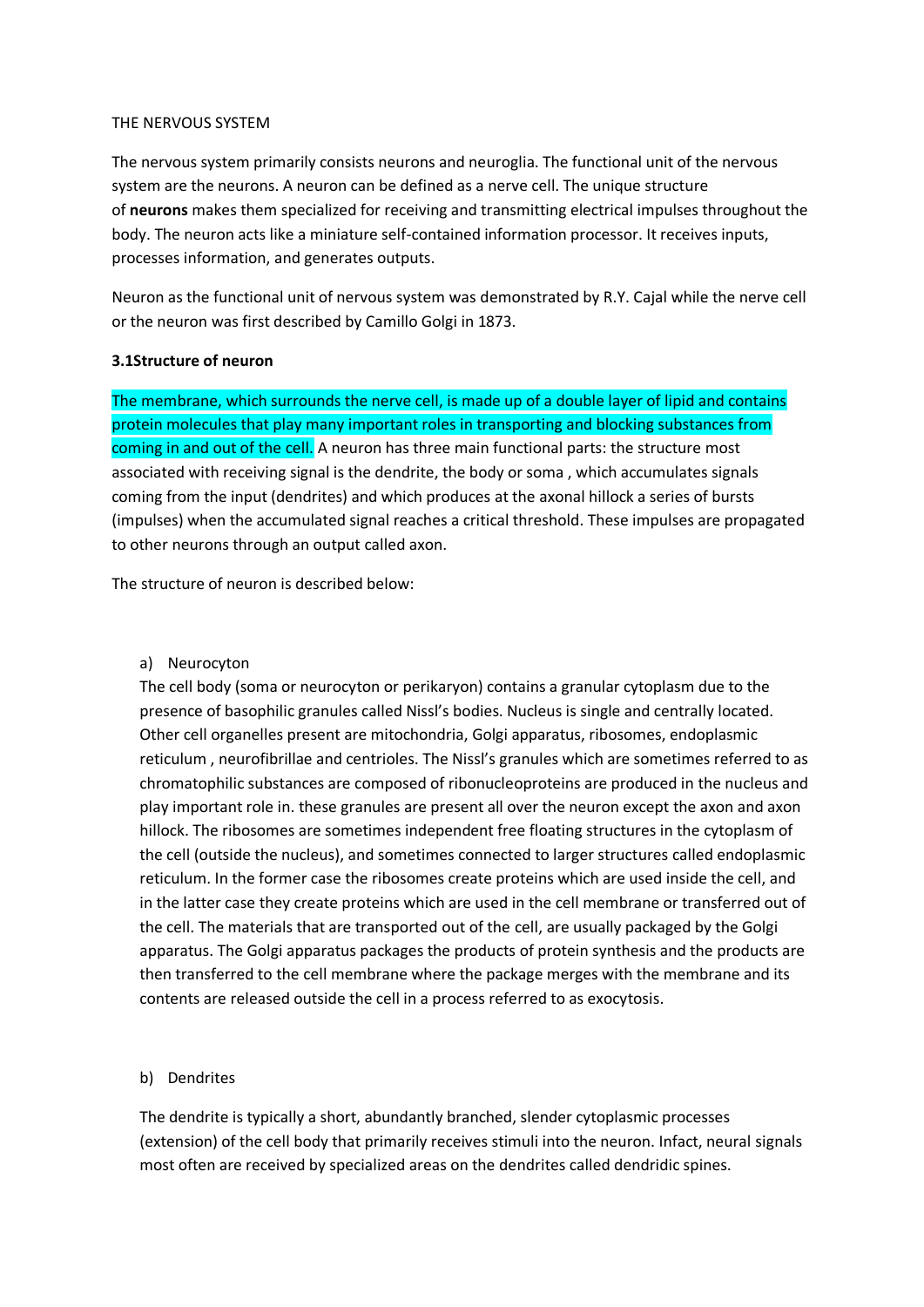THE NERVOUS SYSTEM

The nervous system primarily consists neurons and neuroglia. The functional unit of the nervous system are the neurons. A neuron can be defined as a nerve cell. The unique structure of **neurons** makes them specialized for receiving and transmitting electrical impulses throughout the body. The neuron acts like a miniature self-contained information processor. It receives inputs, processes information, and generates outputs.

Neuron as the functional unit of nervous system was demonstrated by R.Y. Cajal while the nerve cell or the neuron was first described by Camillo Golgi in 1873.

**3.1Structure of neuron**

The membrane, which surrounds the nerve cell, is made up of a double layer of lipid and contains protein molecules that play many important roles in transporting and blocking substances from coming in and out of the cell. A neuron has three main functional parts: the structure most associated with receiving signal is the dendrite, the body or soma , which accumulates signals coming from the input (dendrites) and which produces at the axonal hillock a series of bursts (impulses) when the accumulated signal reaches a critical threshold. These impulses are propagated to other neurons through an output called axon.

The structure of neuron is described below:

a) Neurocyton

The cell body (soma or neurocyton or perikaryon) contains a granular cytoplasm due to the presence of basophilic granules called Nissl's bodies. Nucleus is single and centrally located. Other cell organelles present are mitochondria, Golgi apparatus, ribosomes, endoplasmic reticulum , neurofibrillae and centrioles. The Nissl's granules which are sometimes referred to as chromatophilic substances are composed of ribonucleoproteins are produced in the nucleus and play important role in. these granules are present all over the neuron except the axon and axon hillock. The ribosomes are sometimes independent free floating structures in the cytoplasm of the cell (outside the nucleus), and sometimes connected to larger structures called endoplasmic reticulum. In the former case the ribosomes create proteins which are used inside the cell, and in the latter case they create proteins which are used in the cell membrane or transferred out of the cell. The materials that are transported out of the cell, are usually packaged by the Golgi apparatus. The Golgi apparatus packages the products of protein synthesis and the products are then transferred to the cell membrane where the package merges with the membrane and its contents are released outside the cell in a process referred to as exocytosis.

b) Dendrites

The dendrite is typically a short, abundantly branched, slender cytoplasmic processes (extension) of the cell body that primarily receives stimuli into the neuron. Infact, neural signals most often are received by specialized areas on the dendrites called dendridic spines.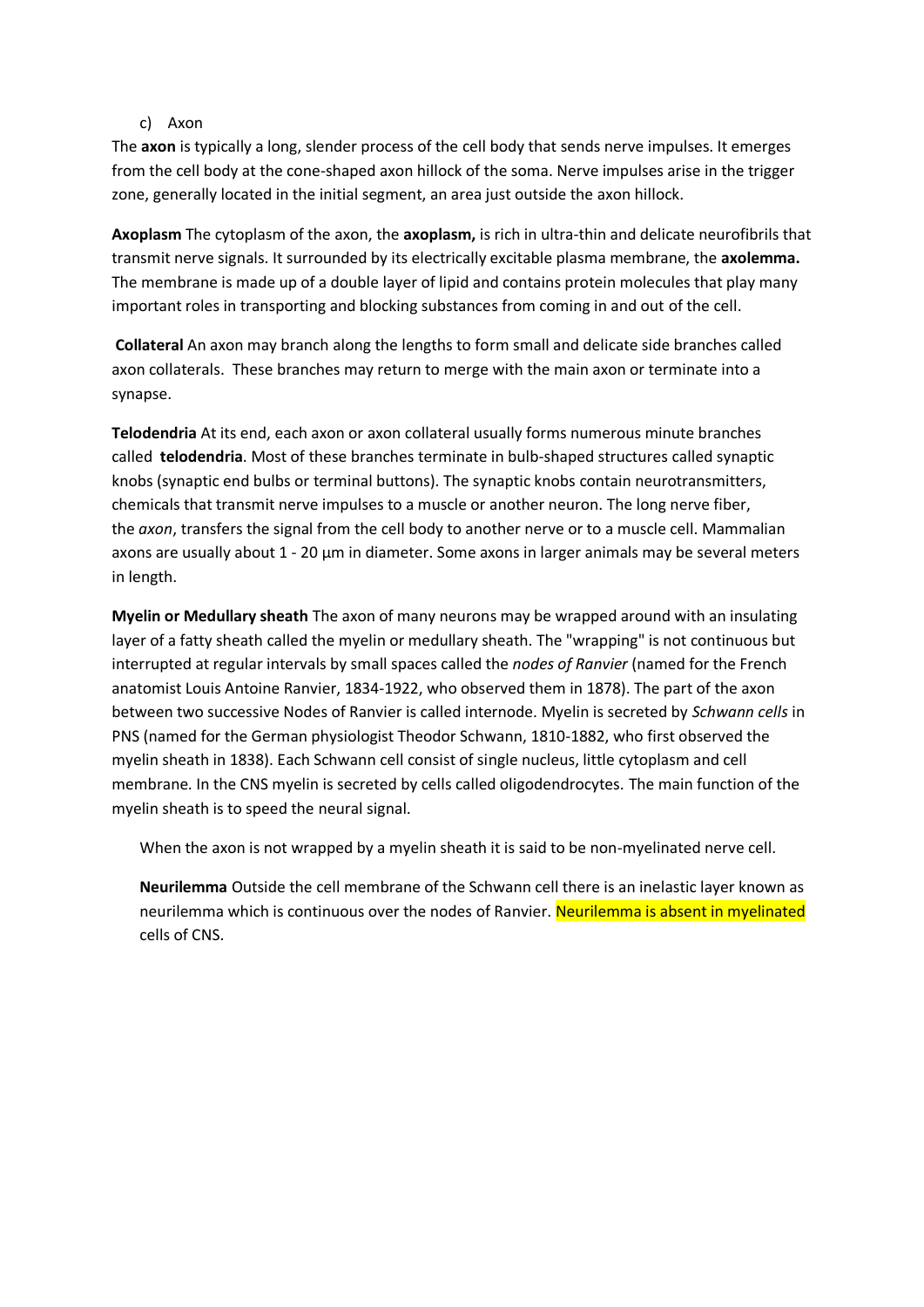c) Axon

The **axon** is typically a long, slender process of the cell body that sends nerve impulses. It emerges from the cell body at the cone-shaped axon hillock of the soma. Nerve impulses arise in the trigger zone, generally located in the initial segment, an area just outside the axon hillock.

**Axoplasm** The cytoplasm of the axon, the **axoplasm,** is rich in ultra-thin and delicate neurofibrils that transmit nerve signals. It surrounded by its electrically excitable plasma membrane, the **axolemma.** The membrane is made up of a double layer of lipid and contains protein molecules that play many important roles in transporting and blocking substances from coming in and out of the cell.

**Collateral** An axon may branch along the lengths to form small and delicate side branches called axon collaterals. These branches may return to merge with the main axon or terminate into a synapse.

**Telodendria** At its end, each axon or axon collateral usually forms numerous minute branches called **telodendria**. Most of these branches terminate in bulb-shaped structures called synaptic knobs (synaptic end bulbs or terminal buttons). The synaptic knobs contain neurotransmitters, chemicals that transmit nerve impulses to a muscle or another neuron. The long nerve fiber, the *axon*, transfers the signal from the cell body to another nerve or to a muscle cell. Mammalian axons are usually about 1 - 20 µm in diameter. Some axons in larger animals may be several meters in length.

**Myelin or Medullary sheath** The axon of many neurons may be wrapped around with an insulating layer of a fatty sheath called the myelin or medullary sheath. The "wrapping" is not continuous but interrupted at regular intervals by small spaces called the *nodes of Ranvier* (named for the French anatomist Louis Antoine Ranvier, 1834-1922, who observed them in 1878). The part of the axon between two successive Nodes of Ranvier is called internode. Myelin is secreted by *Schwann cells* in PNS (named for the German physiologist Theodor Schwann, 1810-1882, who first observed the myelin sheath in 1838). Each Schwann cell consist of single nucleus, little cytoplasm and cell membrane. In the CNS myelin is secreted by cells called oligodendrocytes. The main function of the myelin sheath is to speed the neural signal.

When the axon is not wrapped by a myelin sheath it is said to be non-myelinated nerve cell.

**Neurilemma** Outside the cell membrane of the Schwann cell there is an inelastic layer known as neurilemma which is continuous over the nodes of Ranvier. Neurilemma is absent in myelinated cells of CNS.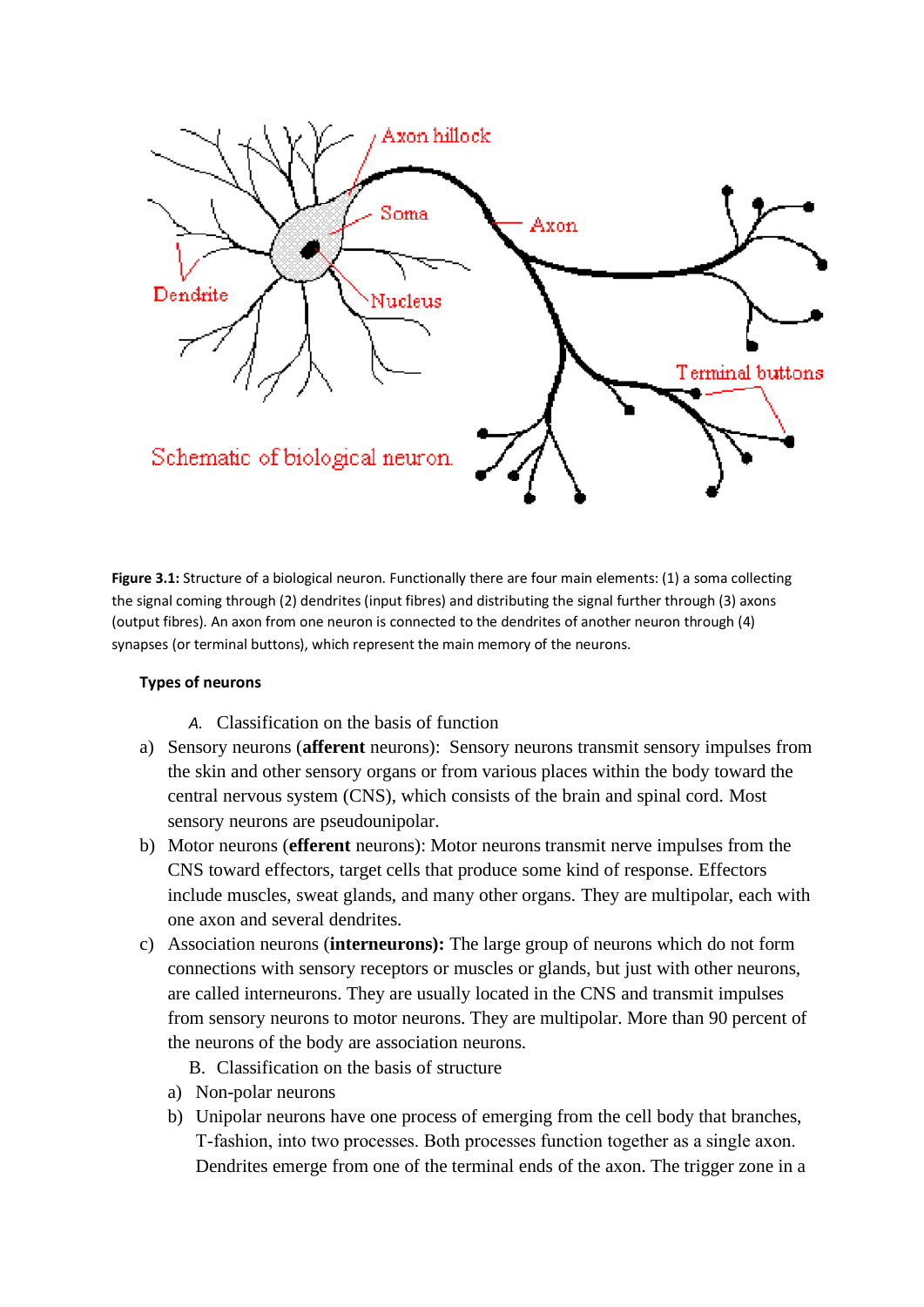**Figure 3.1:** Structure of a biological neuron. Functionally there are four main elements: (1) a soma collecting the signal coming through (2) dendrites (input fibres) and distributing the signal further through (3) axons (output fibres). An axon from one neuron is connected to the dendrites of another neuron through (4) synapses (or terminal buttons), which represent the main memory of the neurons.

**Types of neurons**

*A.* Classification on the basis of function

a) Sensory neurons (**afferent** neurons): Sensory neurons transmit sensory impulses from the skin and other sensory organs or from various places within the body toward the central nervous system (CNS), which consists of the brain and spinal cord. Most sensory neurons are pseudounipolar.

b) Motor neurons (**efferent** neurons): Motor neurons transmit nerve impulses from the CNS toward effectors, target cells that produce some kind of response. Effectors include muscles, sweat glands, and many other organs. They are multipolar, each with one axon and several dendrites.

c) Association neurons (**interneurons):** The large group of neurons which do not form connections with sensory receptors or muscles or glands, but just with other neurons, are called interneurons. They are usually located in the CNS and transmit impulses from sensory neurons to motor neurons. They are multipolar. More than 90 percent of the neurons of the body are association neurons.

B. Classification on the basis of structure

a) Non-polar neurons

b) Unipolar neurons have one process of emerging from the cell body that branches, T-fashion, into two processes. Both processes function together as a single axon. Dendrites emerge from one of the terminal ends of the axon. The trigger zone in a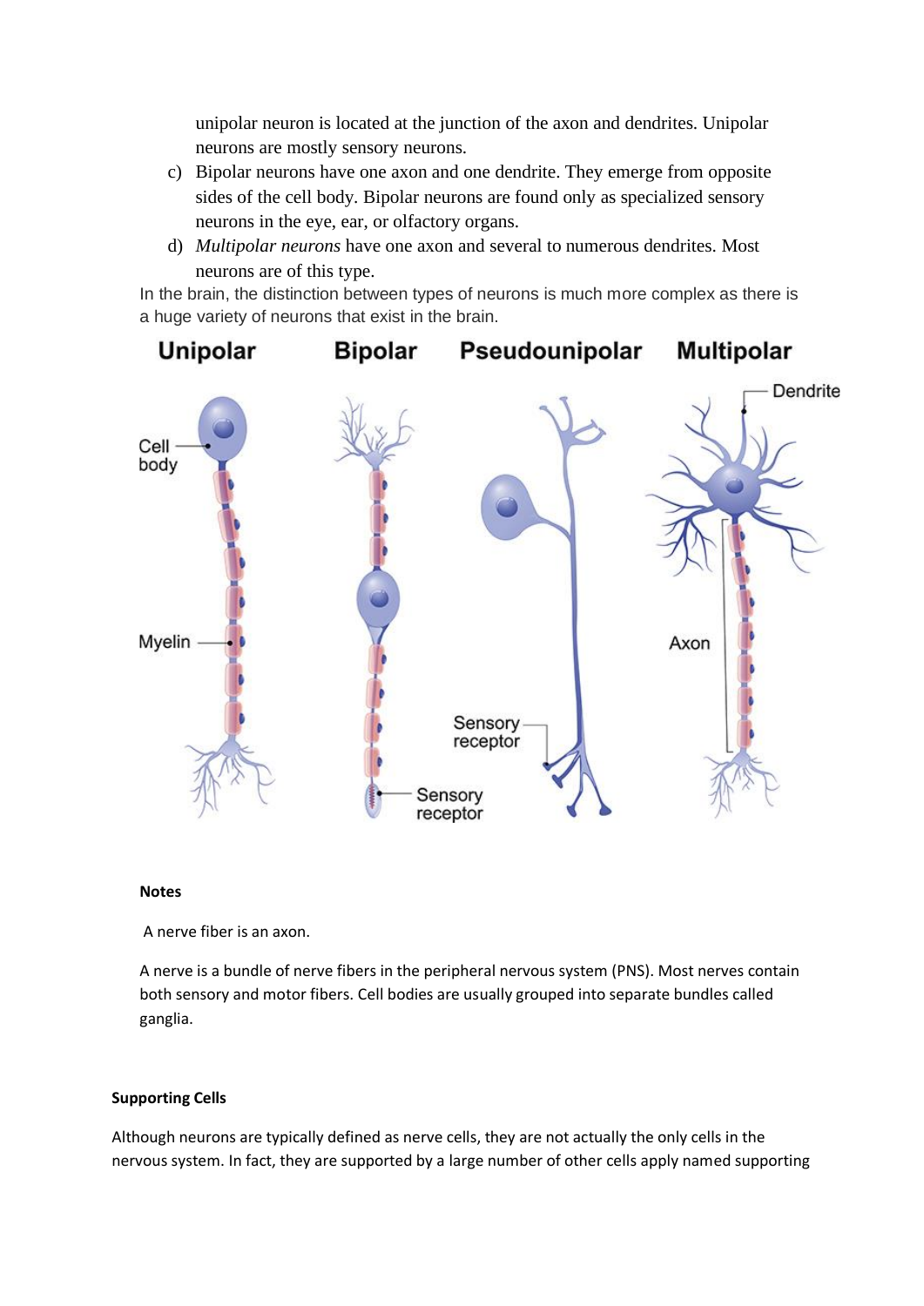unipolar neuron is located at the junction of the axon and dendrites. Unipolar neurons are mostly sensory neurons.

c) Bipolar neurons have one axon and one dendrite. They emerge from opposite sides of the cell body. Bipolar neurons are found only as specialized sensory neurons in the eye, ear, or olfactory organs.

d) *Multipolar neurons* have one axon and several to numerous dendrites. Most neurons are of this type.

In the brain, the distinction between types of neurons is much more complex as there is a huge variety of neurons that exist in the brain.

**Notes**

A nerve fiber is an axon.

A nerve is a bundle of nerve fibers in the peripheral nervous system (PNS). Most nerves contain both sensory and motor fibers. Cell bodies are usually grouped into separate bundles called ganglia.

**Supporting Cells**

Although neurons are typically defined as nerve cells, they are not actually the only cells in the nervous system. In fact, they are supported by a large number of other cells apply named supporting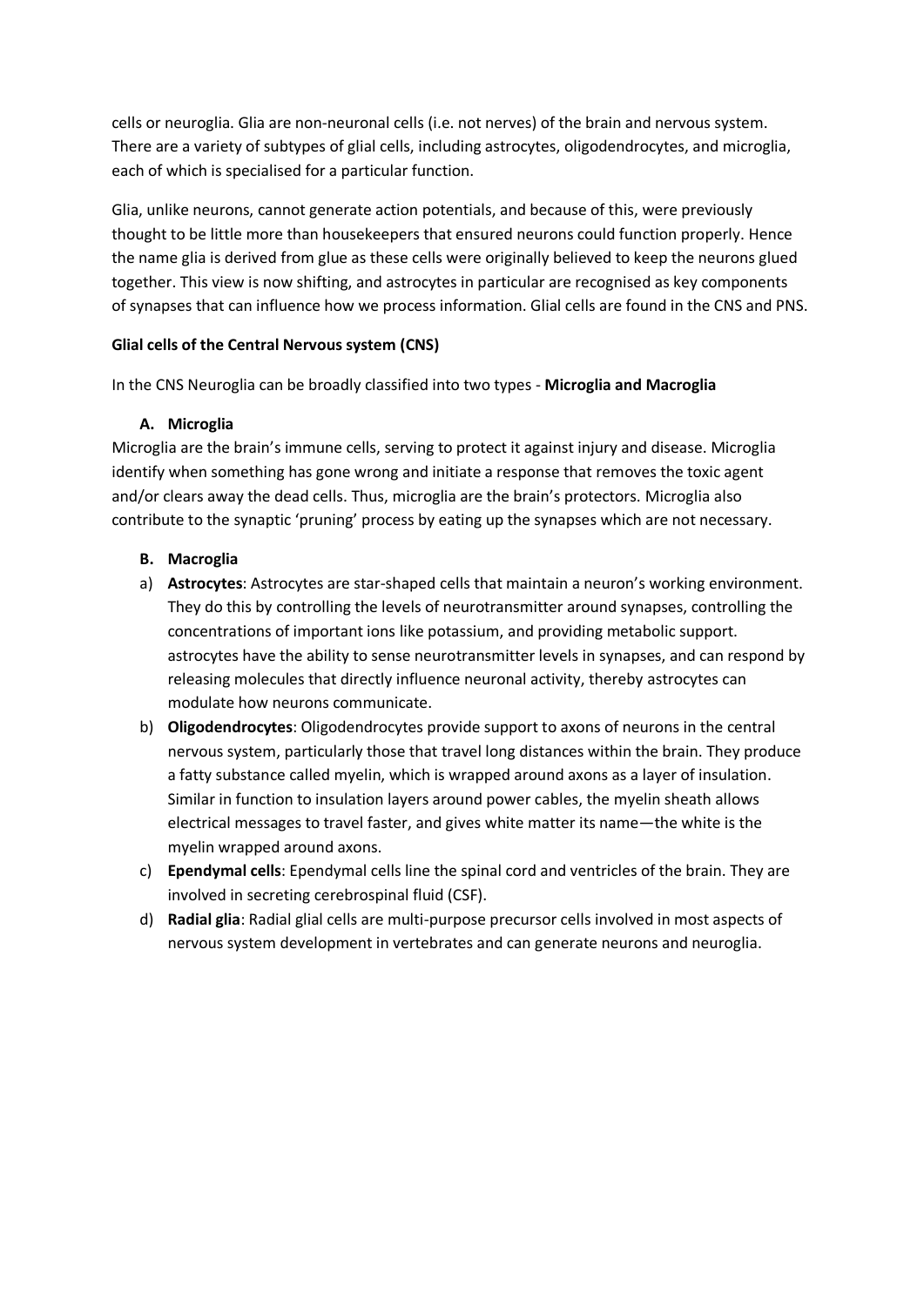cells or neuroglia. Glia are non-neuronal cells (i.e. not nerves) of the brain and nervous system. There are a variety of subtypes of glial cells, including astrocytes, oligodendrocytes, and microglia, each of which is specialised for a particular function.

Glia, unlike neurons, cannot generate action potentials, and because of this, were previously thought to be little more than housekeepers that ensured neurons could function properly. Hence the name glia is derived from glue as these cells were originally believed to keep the neurons glued together. This view is now shifting, and astrocytes in particular are recognised as key components of synapses that can influence how we process information. Glial cells are found in the CNS and PNS.

**Glial cells of the Central Nervous system (CNS)**

In the CNS Neuroglia can be broadly classified into two types - **Microglia and Macroglia**

**A. Microglia**

Microglia are the brain's immune cells, serving to protect it against injury and disease. Microglia identify when something has gone wrong and initiate a response that removes the toxic agent and/or clears away the dead cells. Thus, microglia are the brain's protectors. Microglia also contribute to the synaptic 'pruning' process by eating up the synapses which are not necessary.

**B. Macroglia**

a) **Astrocytes**: Astrocytes are star-shaped cells that maintain a neuron's working environment. They do this by controlling the levels of neurotransmitter around synapses, controlling the concentrations of important ions like potassium, and providing metabolic support. astrocytes have the ability to sense neurotransmitter levels in synapses, and can respond by releasing molecules that directly influence neuronal activity, thereby astrocytes can modulate how neurons communicate.

b) **Oligodendrocytes**: Oligodendrocytes provide support to axons of neurons in the central nervous system, particularly those that travel long distances within the brain. They produce a fatty substance called myelin, which is wrapped around axons as a layer of insulation. Similar in function to insulation layers around power cables, the myelin sheath allows electrical messages to travel faster, and gives white matter its name—the white is the myelin wrapped around axons.

c) **Ependymal cells**: Ependymal cells line the spinal cord and ventricles of the brain. They are involved in secreting cerebrospinal fluid (CSF).

d) **Radial glia**: Radial glial cells are multi-purpose precursor cells involved in most aspects of nervous system development in vertebrates and can generate neurons and neuroglia.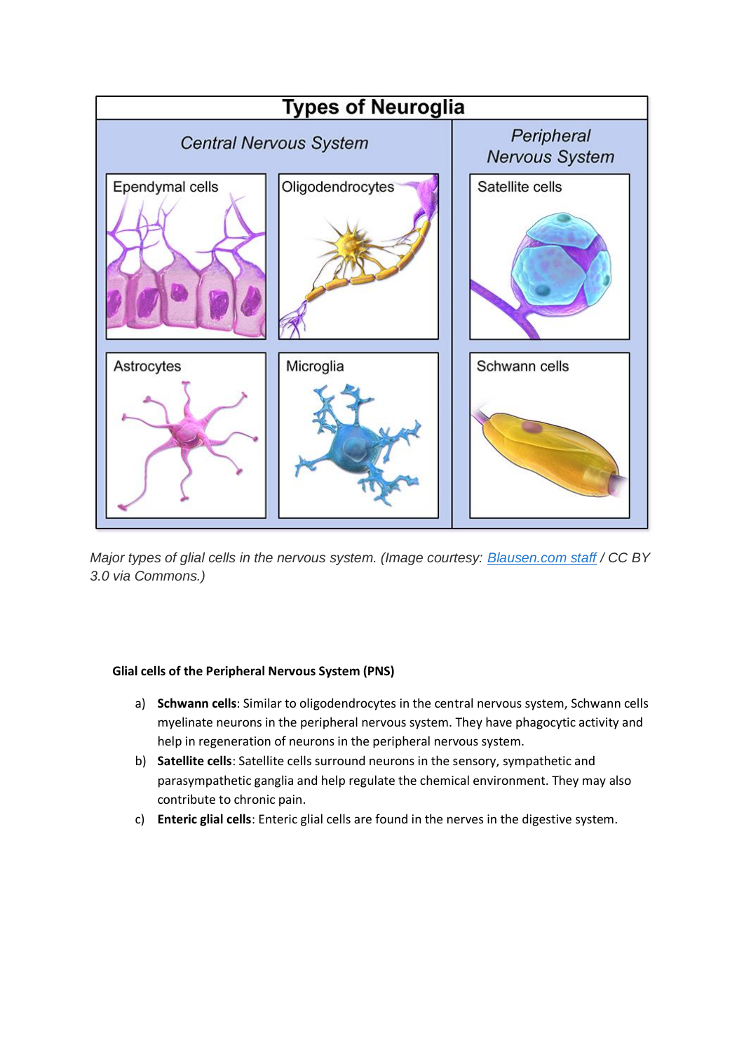*Major types of glial cells in the nervous system. (Image courtesy: Blausen.com staff / CC BY 3.0 via Commons.)*

**Glial cells of the Peripheral Nervous System (PNS)**

a) **Schwann cells**: Similar to oligodendrocytes in the central nervous system, Schwann cells myelinate neurons in the peripheral nervous system. They have phagocytic activity and help in regeneration of neurons in the peripheral nervous system.

b) **Satellite cells**: Satellite cells surround neurons in the sensory, sympathetic and parasympathetic ganglia and help regulate the chemical environment. They may also contribute to chronic pain.

c) **Enteric glial cells**: Enteric glial cells are found in the nerves in the digestive system.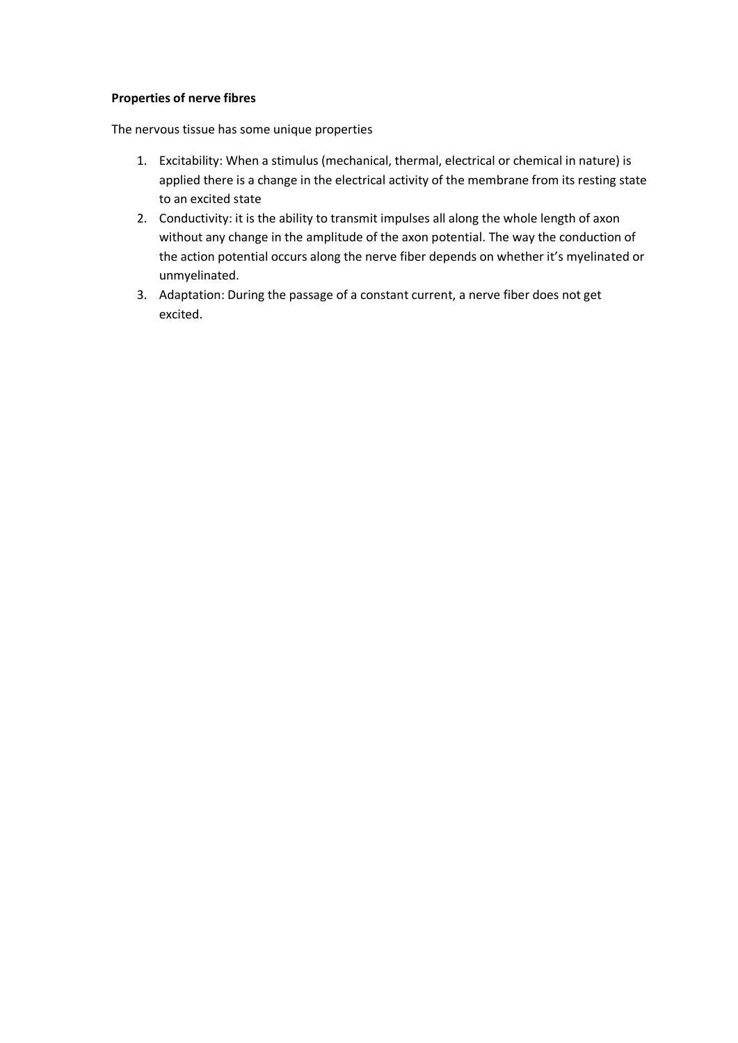**Properties of nerve fibres**

The nervous tissue has some unique properties

1. Excitability: When a stimulus (mechanical, thermal, electrical or chemical in nature) is applied there is a change in the electrical activity of the membrane from its resting state to an excited state
2. Conductivity: it is the ability to transmit impulses all along the whole length of axon without any change in the amplitude of the axon potential. The way the conduction of the action potential occurs along the nerve fiber depends on whether it's myelinated or unmyelinated.
3. Adaptation: During the passage of a constant current, a nerve fiber does not get excited.